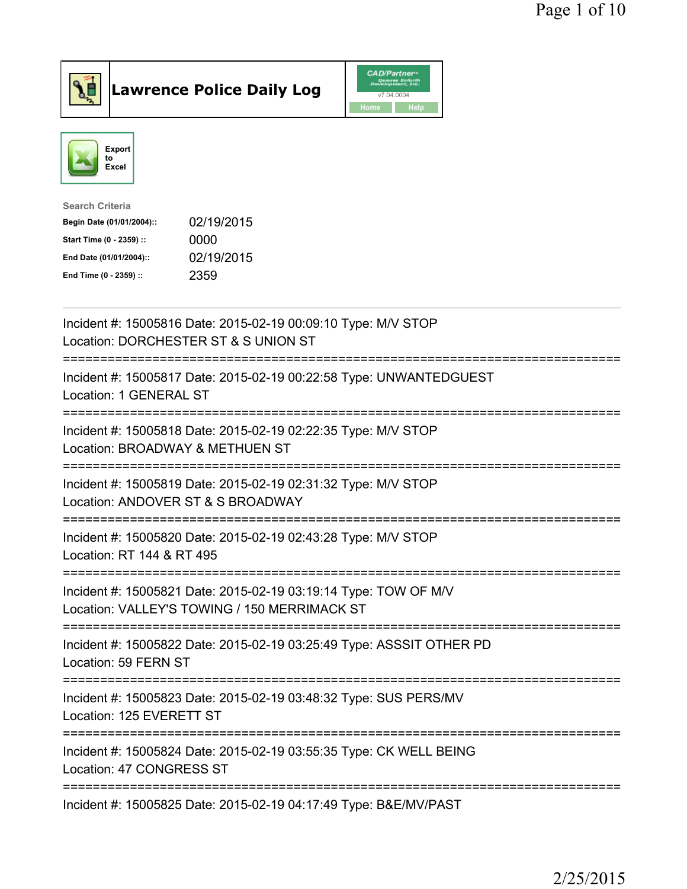# Lawrence Police Daily Log

Export to Excel

Search Criteria

| | |
|---|---|
| Begin Date (01/01/2004):: | 02/19/2015 |
| Start Time (0 - 2359) :: | 0000 |
| End Date (01/01/2004):: | 02/19/2015 |
| End Time (0 - 2359) :: | 2359 |

---

Incident #: 15005816 Date: 2015-02-19 00:09:10 Type: M/V STOP
Location: DORCHESTER ST & S UNION ST

===========================================================================

Incident #: 15005817 Date: 2015-02-19 00:22:58 Type: UNWANTEDGUEST
Location: 1 GENERAL ST

===========================================================================

Incident #: 15005818 Date: 2015-02-19 02:22:35 Type: M/V STOP
Location: BROADWAY & METHUEN ST

===========================================================================

Incident #: 15005819 Date: 2015-02-19 02:31:32 Type: M/V STOP
Location: ANDOVER ST & S BROADWAY

===========================================================================

Incident #: 15005820 Date: 2015-02-19 02:43:28 Type: M/V STOP
Location: RT 144 & RT 495

===========================================================================

Incident #: 15005821 Date: 2015-02-19 03:19:14 Type: TOW OF M/V
Location: VALLEY'S TOWING / 150 MERRIMACK ST

===========================================================================

Incident #: 15005822 Date: 2015-02-19 03:25:49 Type: ASSSIT OTHER PD
Location: 59 FERN ST

===========================================================================

Incident #: 15005823 Date: 2015-02-19 03:48:32 Type: SUS PERS/MV
Location: 125 EVERETT ST

===========================================================================

Incident #: 15005824 Date: 2015-02-19 03:55:35 Type: CK WELL BEING
Location: 47 CONGRESS ST

===========================================================================

Incident #: 15005825 Date: 2015-02-19 04:17:49 Type: B&E/MV/PAST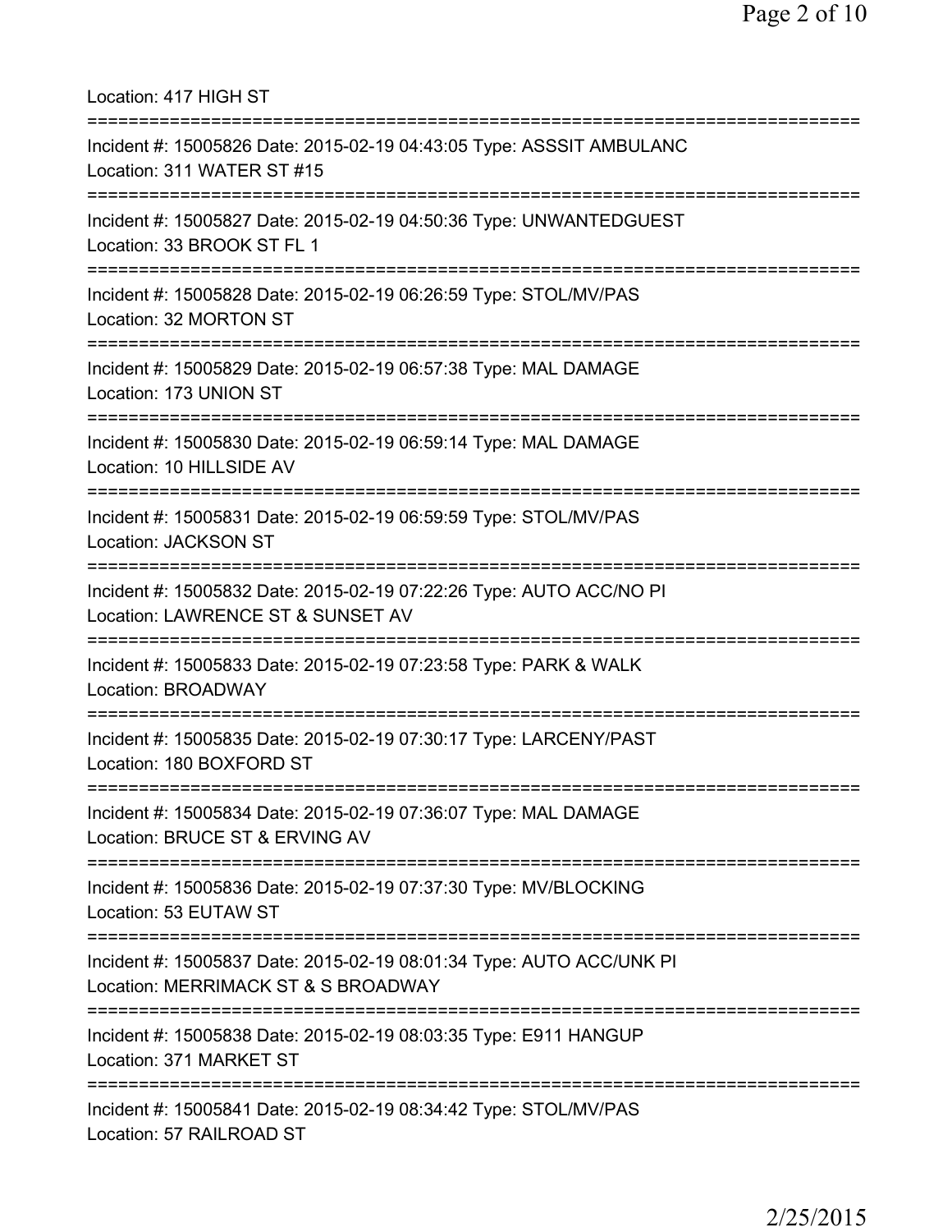Location: 417 HIGH ST

===========================================================================

Incident #: 15005826 Date: 2015-02-19 04:43:05 Type: ASSSIT AMBULANC
Location: 311 WATER ST #15

===========================================================================

Incident #: 15005827 Date: 2015-02-19 04:50:36 Type: UNWANTEDGUEST
Location: 33 BROOK ST FL 1

===========================================================================

Incident #: 15005828 Date: 2015-02-19 06:26:59 Type: STOL/MV/PAS
Location: 32 MORTON ST

===========================================================================

Incident #: 15005829 Date: 2015-02-19 06:57:38 Type: MAL DAMAGE
Location: 173 UNION ST

===========================================================================

Incident #: 15005830 Date: 2015-02-19 06:59:14 Type: MAL DAMAGE
Location: 10 HILLSIDE AV

===========================================================================

Incident #: 15005831 Date: 2015-02-19 06:59:59 Type: STOL/MV/PAS
Location: JACKSON ST

===========================================================================

Incident #: 15005832 Date: 2015-02-19 07:22:26 Type: AUTO ACC/NO PI
Location: LAWRENCE ST & SUNSET AV

===========================================================================

Incident #: 15005833 Date: 2015-02-19 07:23:58 Type: PARK & WALK
Location: BROADWAY

===========================================================================

Incident #: 15005835 Date: 2015-02-19 07:30:17 Type: LARCENY/PAST
Location: 180 BOXFORD ST

===========================================================================

Incident #: 15005834 Date: 2015-02-19 07:36:07 Type: MAL DAMAGE
Location: BRUCE ST & ERVING AV

===========================================================================

Incident #: 15005836 Date: 2015-02-19 07:37:30 Type: MV/BLOCKING
Location: 53 EUTAW ST

===========================================================================

Incident #: 15005837 Date: 2015-02-19 08:01:34 Type: AUTO ACC/UNK PI
Location: MERRIMACK ST & S BROADWAY

===========================================================================

Incident #: 15005838 Date: 2015-02-19 08:03:35 Type: E911 HANGUP
Location: 371 MARKET ST

===========================================================================

Incident #: 15005841 Date: 2015-02-19 08:34:42 Type: STOL/MV/PAS
Location: 57 RAILROAD ST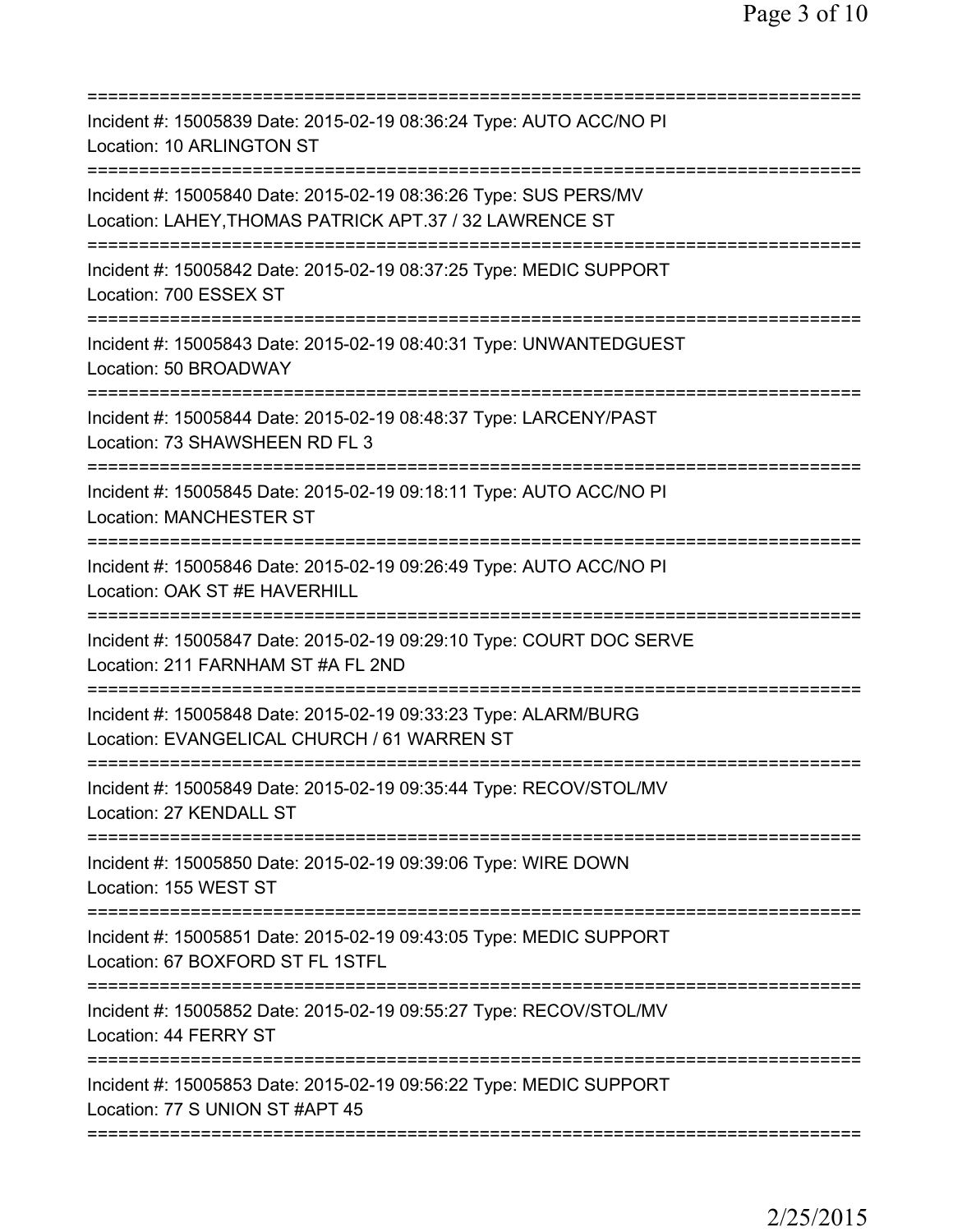===========================================================================
Incident #: 15005839 Date: 2015-02-19 08:36:24 Type: AUTO ACC/NO PI
Location: 10 ARLINGTON ST
===========================================================================
Incident #: 15005840 Date: 2015-02-19 08:36:26 Type: SUS PERS/MV
Location: LAHEY,THOMAS PATRICK APT.37 / 32 LAWRENCE ST
===========================================================================
Incident #: 15005842 Date: 2015-02-19 08:37:25 Type: MEDIC SUPPORT
Location: 700 ESSEX ST
===========================================================================
Incident #: 15005843 Date: 2015-02-19 08:40:31 Type: UNWANTEDGUEST
Location: 50 BROADWAY
===========================================================================
Incident #: 15005844 Date: 2015-02-19 08:48:37 Type: LARCENY/PAST
Location: 73 SHAWSHEEN RD FL 3
===========================================================================
Incident #: 15005845 Date: 2015-02-19 09:18:11 Type: AUTO ACC/NO PI
Location: MANCHESTER ST
===========================================================================
Incident #: 15005846 Date: 2015-02-19 09:26:49 Type: AUTO ACC/NO PI
Location: OAK ST #E HAVERHILL
===========================================================================
Incident #: 15005847 Date: 2015-02-19 09:29:10 Type: COURT DOC SERVE
Location: 211 FARNHAM ST #A FL 2ND
===========================================================================
Incident #: 15005848 Date: 2015-02-19 09:33:23 Type: ALARM/BURG
Location: EVANGELICAL CHURCH / 61 WARREN ST
===========================================================================
Incident #: 15005849 Date: 2015-02-19 09:35:44 Type: RECOV/STOL/MV
Location: 27 KENDALL ST
===========================================================================
Incident #: 15005850 Date: 2015-02-19 09:39:06 Type: WIRE DOWN
Location: 155 WEST ST
===========================================================================
Incident #: 15005851 Date: 2015-02-19 09:43:05 Type: MEDIC SUPPORT
Location: 67 BOXFORD ST FL 1STFL
===========================================================================
Incident #: 15005852 Date: 2015-02-19 09:55:27 Type: RECOV/STOL/MV
Location: 44 FERRY ST
===========================================================================
Incident #: 15005853 Date: 2015-02-19 09:56:22 Type: MEDIC SUPPORT
Location: 77 S UNION ST #APT 45
===========================================================================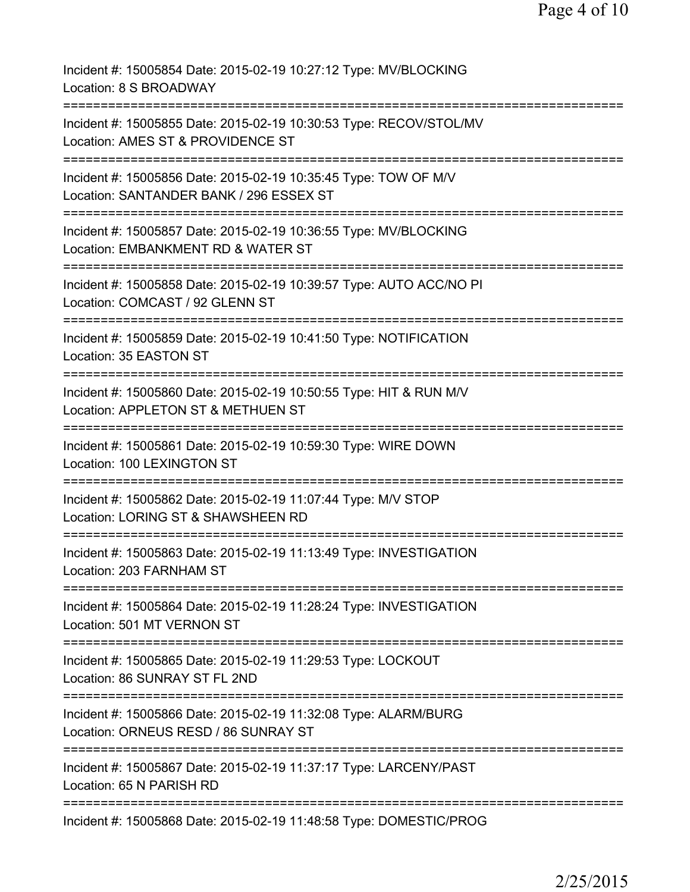Incident #: 15005854 Date: 2015-02-19 10:27:12 Type: MV/BLOCKING
Location: 8 S BROADWAY

===========================================================================

Incident #: 15005855 Date: 2015-02-19 10:30:53 Type: RECOV/STOL/MV
Location: AMES ST & PROVIDENCE ST

===========================================================================

Incident #: 15005856 Date: 2015-02-19 10:35:45 Type: TOW OF M/V
Location: SANTANDER BANK / 296 ESSEX ST

===========================================================================

Incident #: 15005857 Date: 2015-02-19 10:36:55 Type: MV/BLOCKING
Location: EMBANKMENT RD & WATER ST

===========================================================================

Incident #: 15005858 Date: 2015-02-19 10:39:57 Type: AUTO ACC/NO PI
Location: COMCAST / 92 GLENN ST

===========================================================================

Incident #: 15005859 Date: 2015-02-19 10:41:50 Type: NOTIFICATION
Location: 35 EASTON ST

===========================================================================

Incident #: 15005860 Date: 2015-02-19 10:50:55 Type: HIT & RUN M/V
Location: APPLETON ST & METHUEN ST

===========================================================================

Incident #: 15005861 Date: 2015-02-19 10:59:30 Type: WIRE DOWN
Location: 100 LEXINGTON ST

===========================================================================

Incident #: 15005862 Date: 2015-02-19 11:07:44 Type: M/V STOP
Location: LORING ST & SHAWSHEEN RD

===========================================================================

Incident #: 15005863 Date: 2015-02-19 11:13:49 Type: INVESTIGATION
Location: 203 FARNHAM ST

===========================================================================

Incident #: 15005864 Date: 2015-02-19 11:28:24 Type: INVESTIGATION
Location: 501 MT VERNON ST

===========================================================================

Incident #: 15005865 Date: 2015-02-19 11:29:53 Type: LOCKOUT
Location: 86 SUNRAY ST FL 2ND

===========================================================================

Incident #: 15005866 Date: 2015-02-19 11:32:08 Type: ALARM/BURG
Location: ORNEUS RESD / 86 SUNRAY ST

===========================================================================

Incident #: 15005867 Date: 2015-02-19 11:37:17 Type: LARCENY/PAST
Location: 65 N PARISH RD

===========================================================================

Incident #: 15005868 Date: 2015-02-19 11:48:58 Type: DOMESTIC/PROG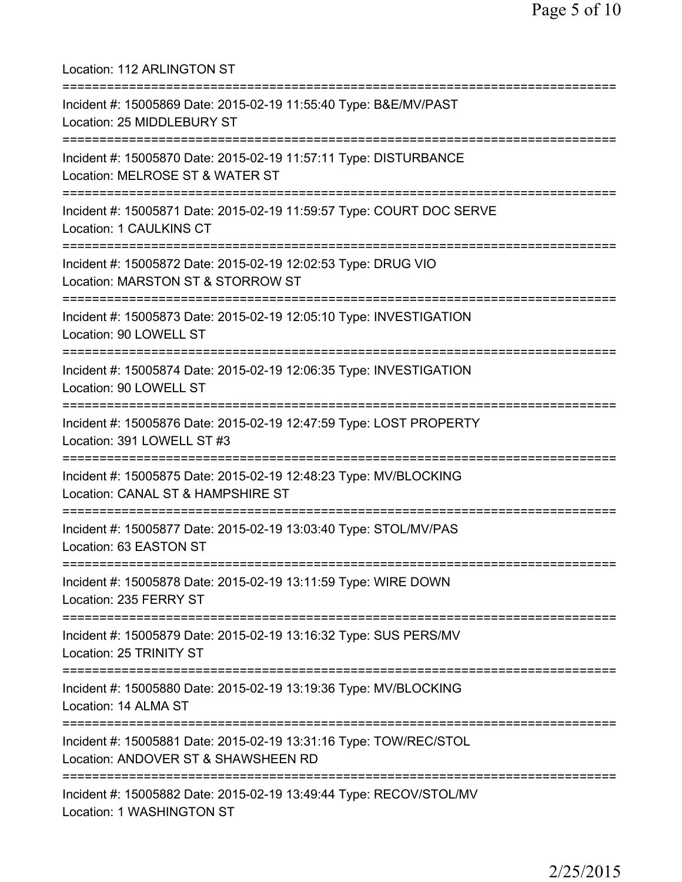Location: 112 ARLINGTON ST

===========================================================================

Incident #: 15005869 Date: 2015-02-19 11:55:40 Type: B&E/MV/PAST
Location: 25 MIDDLEBURY ST

===========================================================================

Incident #: 15005870 Date: 2015-02-19 11:57:11 Type: DISTURBANCE
Location: MELROSE ST & WATER ST

===========================================================================

Incident #: 15005871 Date: 2015-02-19 11:59:57 Type: COURT DOC SERVE
Location: 1 CAULKINS CT

===========================================================================

Incident #: 15005872 Date: 2015-02-19 12:02:53 Type: DRUG VIO
Location: MARSTON ST & STORROW ST

===========================================================================

Incident #: 15005873 Date: 2015-02-19 12:05:10 Type: INVESTIGATION
Location: 90 LOWELL ST

===========================================================================

Incident #: 15005874 Date: 2015-02-19 12:06:35 Type: INVESTIGATION
Location: 90 LOWELL ST

===========================================================================

Incident #: 15005876 Date: 2015-02-19 12:47:59 Type: LOST PROPERTY
Location: 391 LOWELL ST #3

===========================================================================

Incident #: 15005875 Date: 2015-02-19 12:48:23 Type: MV/BLOCKING
Location: CANAL ST & HAMPSHIRE ST

===========================================================================

Incident #: 15005877 Date: 2015-02-19 13:03:40 Type: STOL/MV/PAS
Location: 63 EASTON ST

===========================================================================

Incident #: 15005878 Date: 2015-02-19 13:11:59 Type: WIRE DOWN
Location: 235 FERRY ST

===========================================================================

Incident #: 15005879 Date: 2015-02-19 13:16:32 Type: SUS PERS/MV
Location: 25 TRINITY ST

===========================================================================

Incident #: 15005880 Date: 2015-02-19 13:19:36 Type: MV/BLOCKING
Location: 14 ALMA ST

===========================================================================

Incident #: 15005881 Date: 2015-02-19 13:31:16 Type: TOW/REC/STOL
Location: ANDOVER ST & SHAWSHEEN RD

===========================================================================

Incident #: 15005882 Date: 2015-02-19 13:49:44 Type: RECOV/STOL/MV
Location: 1 WASHINGTON ST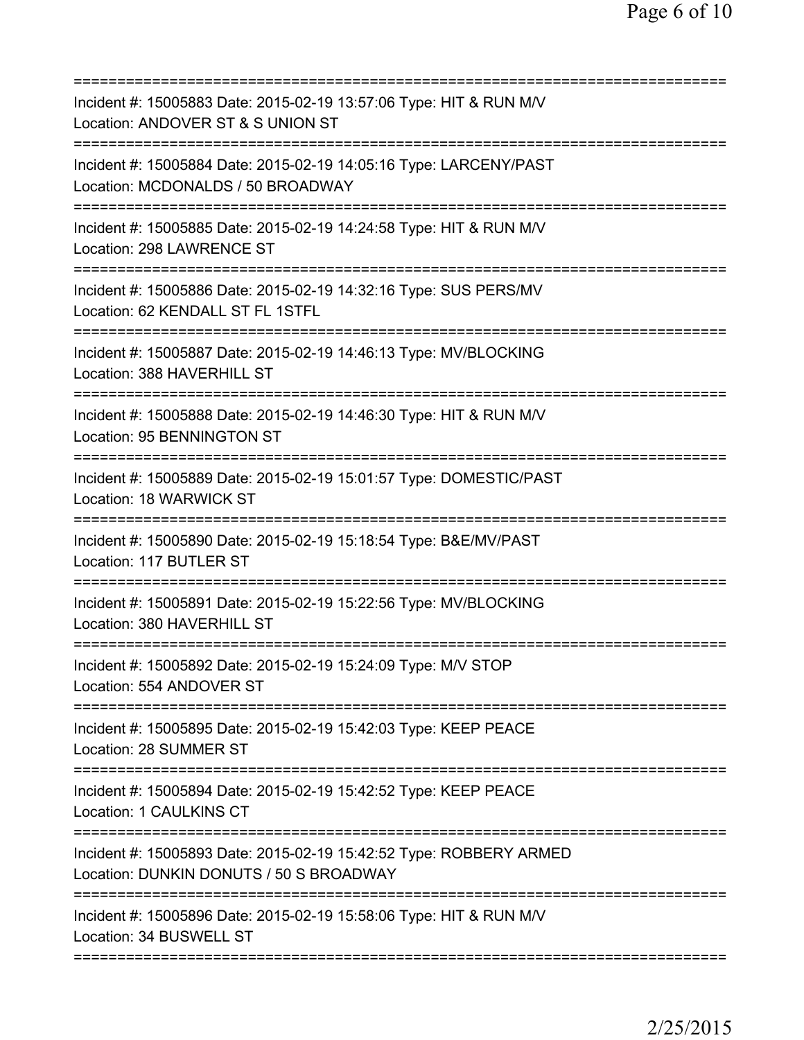===========================================================================
Incident #: 15005883 Date: 2015-02-19 13:57:06 Type: HIT & RUN M/V
Location: ANDOVER ST & S UNION ST
===========================================================================
Incident #: 15005884 Date: 2015-02-19 14:05:16 Type: LARCENY/PAST
Location: MCDONALDS / 50 BROADWAY
===========================================================================
Incident #: 15005885 Date: 2015-02-19 14:24:58 Type: HIT & RUN M/V
Location: 298 LAWRENCE ST
===========================================================================
Incident #: 15005886 Date: 2015-02-19 14:32:16 Type: SUS PERS/MV
Location: 62 KENDALL ST FL 1STFL
===========================================================================
Incident #: 15005887 Date: 2015-02-19 14:46:13 Type: MV/BLOCKING
Location: 388 HAVERHILL ST
===========================================================================
Incident #: 15005888 Date: 2015-02-19 14:46:30 Type: HIT & RUN M/V
Location: 95 BENNINGTON ST
===========================================================================
Incident #: 15005889 Date: 2015-02-19 15:01:57 Type: DOMESTIC/PAST
Location: 18 WARWICK ST
===========================================================================
Incident #: 15005890 Date: 2015-02-19 15:18:54 Type: B&E/MV/PAST
Location: 117 BUTLER ST
===========================================================================
Incident #: 15005891 Date: 2015-02-19 15:22:56 Type: MV/BLOCKING
Location: 380 HAVERHILL ST
===========================================================================
Incident #: 15005892 Date: 2015-02-19 15:24:09 Type: M/V STOP
Location: 554 ANDOVER ST
===========================================================================
Incident #: 15005895 Date: 2015-02-19 15:42:03 Type: KEEP PEACE
Location: 28 SUMMER ST
===========================================================================
Incident #: 15005894 Date: 2015-02-19 15:42:52 Type: KEEP PEACE
Location: 1 CAULKINS CT
===========================================================================
Incident #: 15005893 Date: 2015-02-19 15:42:52 Type: ROBBERY ARMED
Location: DUNKIN DONUTS / 50 S BROADWAY
===========================================================================
Incident #: 15005896 Date: 2015-02-19 15:58:06 Type: HIT & RUN M/V
Location: 34 BUSWELL ST
===========================================================================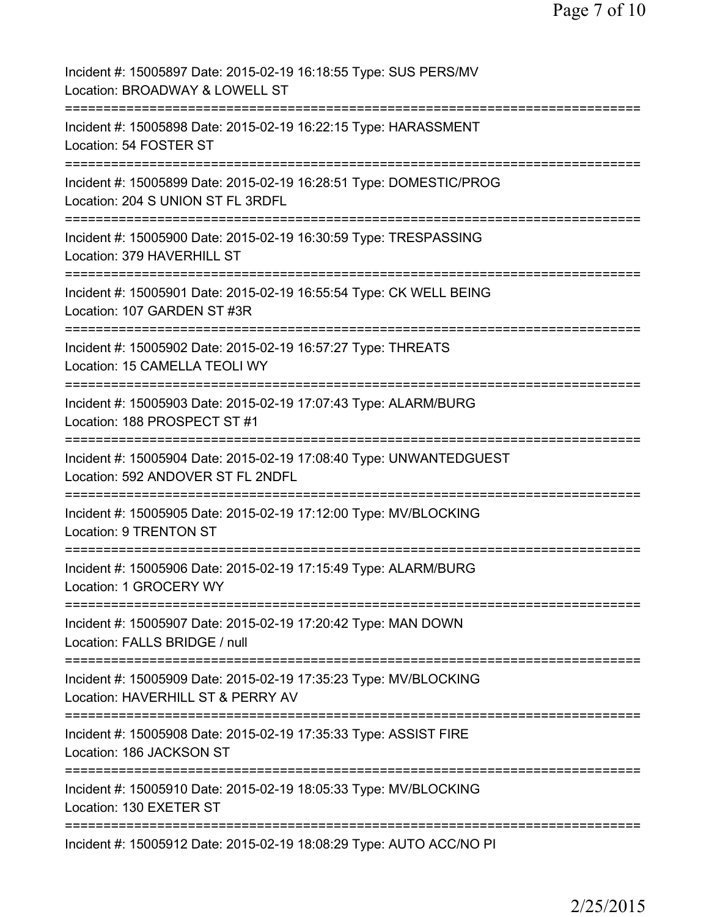Incident #: 15005897 Date: 2015-02-19 16:18:55 Type: SUS PERS/MV
Location: BROADWAY & LOWELL ST

===========================================================================

Incident #: 15005898 Date: 2015-02-19 16:22:15 Type: HARASSMENT
Location: 54 FOSTER ST

===========================================================================

Incident #: 15005899 Date: 2015-02-19 16:28:51 Type: DOMESTIC/PROG
Location: 204 S UNION ST FL 3RDFL

===========================================================================

Incident #: 15005900 Date: 2015-02-19 16:30:59 Type: TRESPASSING
Location: 379 HAVERHILL ST

===========================================================================

Incident #: 15005901 Date: 2015-02-19 16:55:54 Type: CK WELL BEING
Location: 107 GARDEN ST #3R

===========================================================================

Incident #: 15005902 Date: 2015-02-19 16:57:27 Type: THREATS
Location: 15 CAMELLA TEOLI WY

===========================================================================

Incident #: 15005903 Date: 2015-02-19 17:07:43 Type: ALARM/BURG
Location: 188 PROSPECT ST #1

===========================================================================

Incident #: 15005904 Date: 2015-02-19 17:08:40 Type: UNWANTEDGUEST
Location: 592 ANDOVER ST FL 2NDFL

===========================================================================

Incident #: 15005905 Date: 2015-02-19 17:12:00 Type: MV/BLOCKING
Location: 9 TRENTON ST

===========================================================================

Incident #: 15005906 Date: 2015-02-19 17:15:49 Type: ALARM/BURG
Location: 1 GROCERY WY

===========================================================================

Incident #: 15005907 Date: 2015-02-19 17:20:42 Type: MAN DOWN
Location: FALLS BRIDGE / null

===========================================================================

Incident #: 15005909 Date: 2015-02-19 17:35:23 Type: MV/BLOCKING
Location: HAVERHILL ST & PERRY AV

===========================================================================

Incident #: 15005908 Date: 2015-02-19 17:35:33 Type: ASSIST FIRE
Location: 186 JACKSON ST

===========================================================================

Incident #: 15005910 Date: 2015-02-19 18:05:33 Type: MV/BLOCKING
Location: 130 EXETER ST

===========================================================================

Incident #: 15005912 Date: 2015-02-19 18:08:29 Type: AUTO ACC/NO PI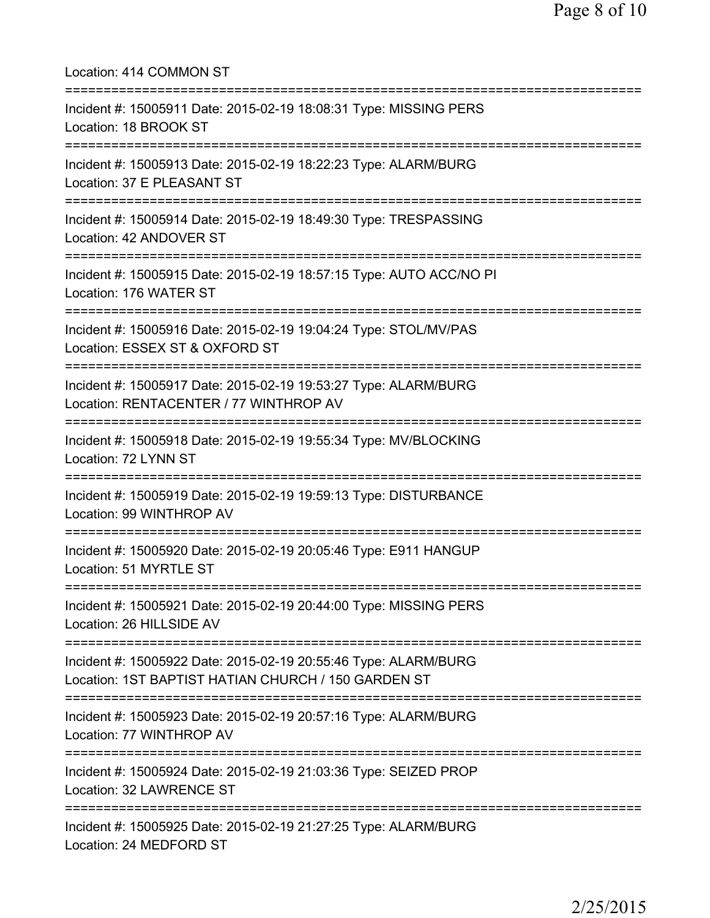Location: 414 COMMON ST

===========================================================================

Incident #: 15005911 Date: 2015-02-19 18:08:31 Type: MISSING PERS
Location: 18 BROOK ST

===========================================================================

Incident #: 15005913 Date: 2015-02-19 18:22:23 Type: ALARM/BURG
Location: 37 E PLEASANT ST

===========================================================================

Incident #: 15005914 Date: 2015-02-19 18:49:30 Type: TRESPASSING
Location: 42 ANDOVER ST

===========================================================================

Incident #: 15005915 Date: 2015-02-19 18:57:15 Type: AUTO ACC/NO PI
Location: 176 WATER ST

===========================================================================

Incident #: 15005916 Date: 2015-02-19 19:04:24 Type: STOL/MV/PAS
Location: ESSEX ST & OXFORD ST

===========================================================================

Incident #: 15005917 Date: 2015-02-19 19:53:27 Type: ALARM/BURG
Location: RENTACENTER / 77 WINTHROP AV

===========================================================================

Incident #: 15005918 Date: 2015-02-19 19:55:34 Type: MV/BLOCKING
Location: 72 LYNN ST

===========================================================================

Incident #: 15005919 Date: 2015-02-19 19:59:13 Type: DISTURBANCE
Location: 99 WINTHROP AV

===========================================================================

Incident #: 15005920 Date: 2015-02-19 20:05:46 Type: E911 HANGUP
Location: 51 MYRTLE ST

===========================================================================

Incident #: 15005921 Date: 2015-02-19 20:44:00 Type: MISSING PERS
Location: 26 HILLSIDE AV

===========================================================================

Incident #: 15005922 Date: 2015-02-19 20:55:46 Type: ALARM/BURG
Location: 1ST BAPTIST HATIAN CHURCH / 150 GARDEN ST

===========================================================================

Incident #: 15005923 Date: 2015-02-19 20:57:16 Type: ALARM/BURG
Location: 77 WINTHROP AV

===========================================================================

Incident #: 15005924 Date: 2015-02-19 21:03:36 Type: SEIZED PROP
Location: 32 LAWRENCE ST

===========================================================================

Incident #: 15005925 Date: 2015-02-19 21:27:25 Type: ALARM/BURG
Location: 24 MEDFORD ST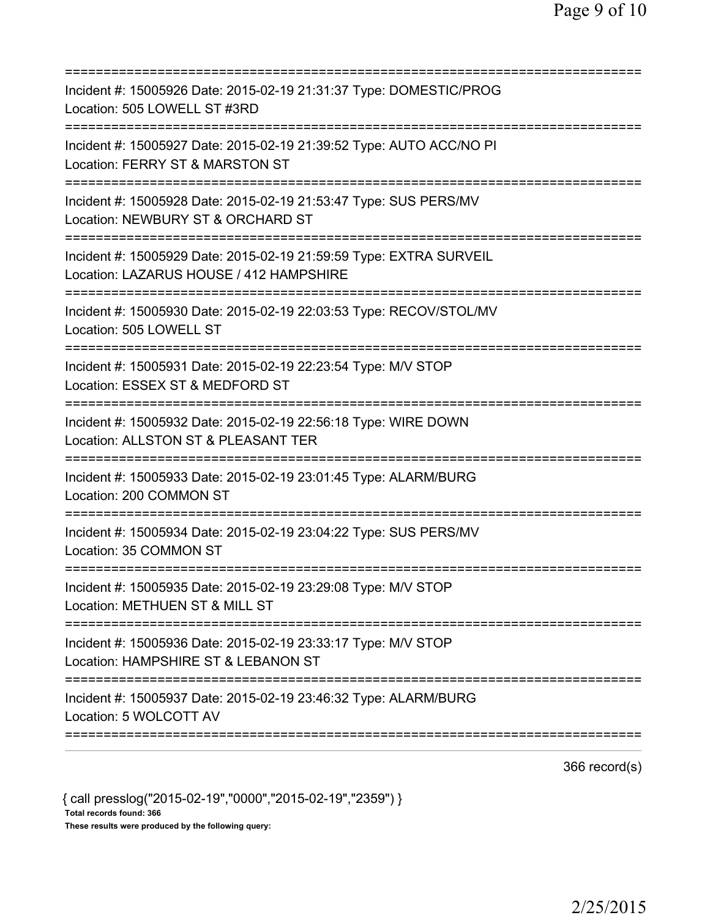===========================================================================

Incident #: 15005926 Date: 2015-02-19 21:31:37 Type: DOMESTIC/PROG
Location: 505 LOWELL ST #3RD

===========================================================================

Incident #: 15005927 Date: 2015-02-19 21:39:52 Type: AUTO ACC/NO PI
Location: FERRY ST & MARSTON ST

===========================================================================

Incident #: 15005928 Date: 2015-02-19 21:53:47 Type: SUS PERS/MV
Location: NEWBURY ST & ORCHARD ST

===========================================================================

Incident #: 15005929 Date: 2015-02-19 21:59:59 Type: EXTRA SURVEIL
Location: LAZARUS HOUSE / 412 HAMPSHIRE

===========================================================================

Incident #: 15005930 Date: 2015-02-19 22:03:53 Type: RECOV/STOL/MV
Location: 505 LOWELL ST

===========================================================================

Incident #: 15005931 Date: 2015-02-19 22:23:54 Type: M/V STOP
Location: ESSEX ST & MEDFORD ST

===========================================================================

Incident #: 15005932 Date: 2015-02-19 22:56:18 Type: WIRE DOWN
Location: ALLSTON ST & PLEASANT TER

===========================================================================

Incident #: 15005933 Date: 2015-02-19 23:01:45 Type: ALARM/BURG
Location: 200 COMMON ST

===========================================================================

Incident #: 15005934 Date: 2015-02-19 23:04:22 Type: SUS PERS/MV
Location: 35 COMMON ST

===========================================================================

Incident #: 15005935 Date: 2015-02-19 23:29:08 Type: M/V STOP
Location: METHUEN ST & MILL ST

===========================================================================

Incident #: 15005936 Date: 2015-02-19 23:33:17 Type: M/V STOP
Location: HAMPSHIRE ST & LEBANON ST

===========================================================================

Incident #: 15005937 Date: 2015-02-19 23:46:32 Type: ALARM/BURG
Location: 5 WOLCOTT AV

===========================================================================

366 record(s)

{ call presslog("2015-02-19","0000","2015-02-19","2359") }

**Total records found: 366**

**These results were produced by the following query:**

2/25/2015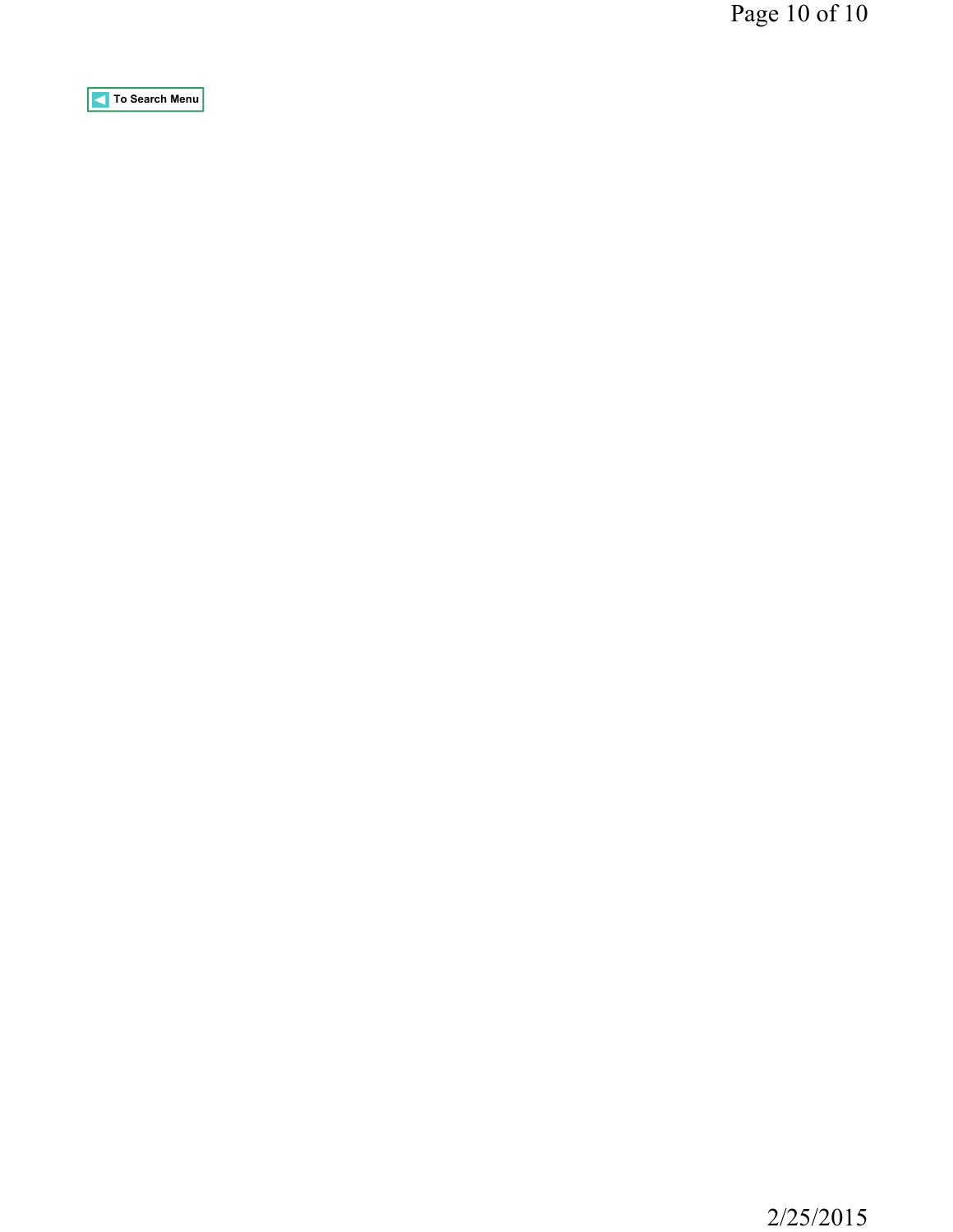To Search Menu